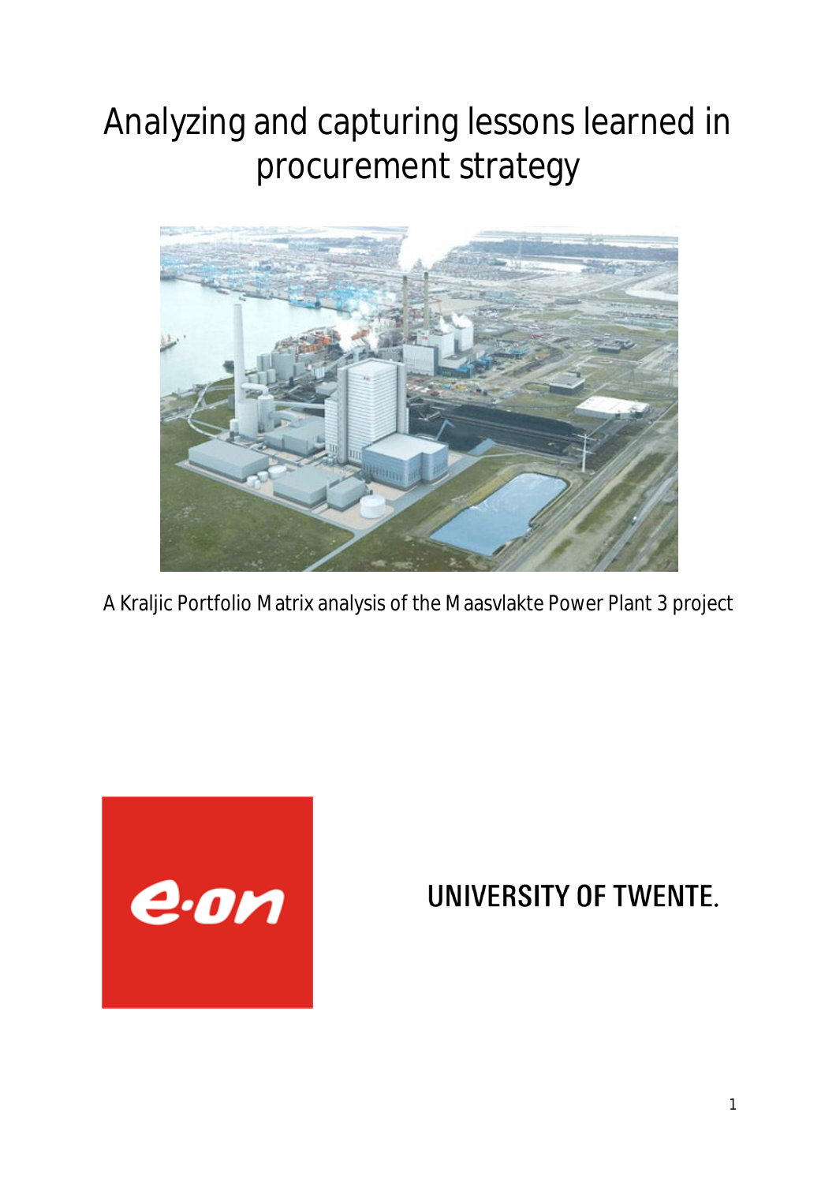# Analyzing and capturing lessons learned in procurement strategy

A Kraljic Portfolio Matrix analysis of the Maasvlakte Power Plant 3 project

UNIVERSITY OF TWENTE.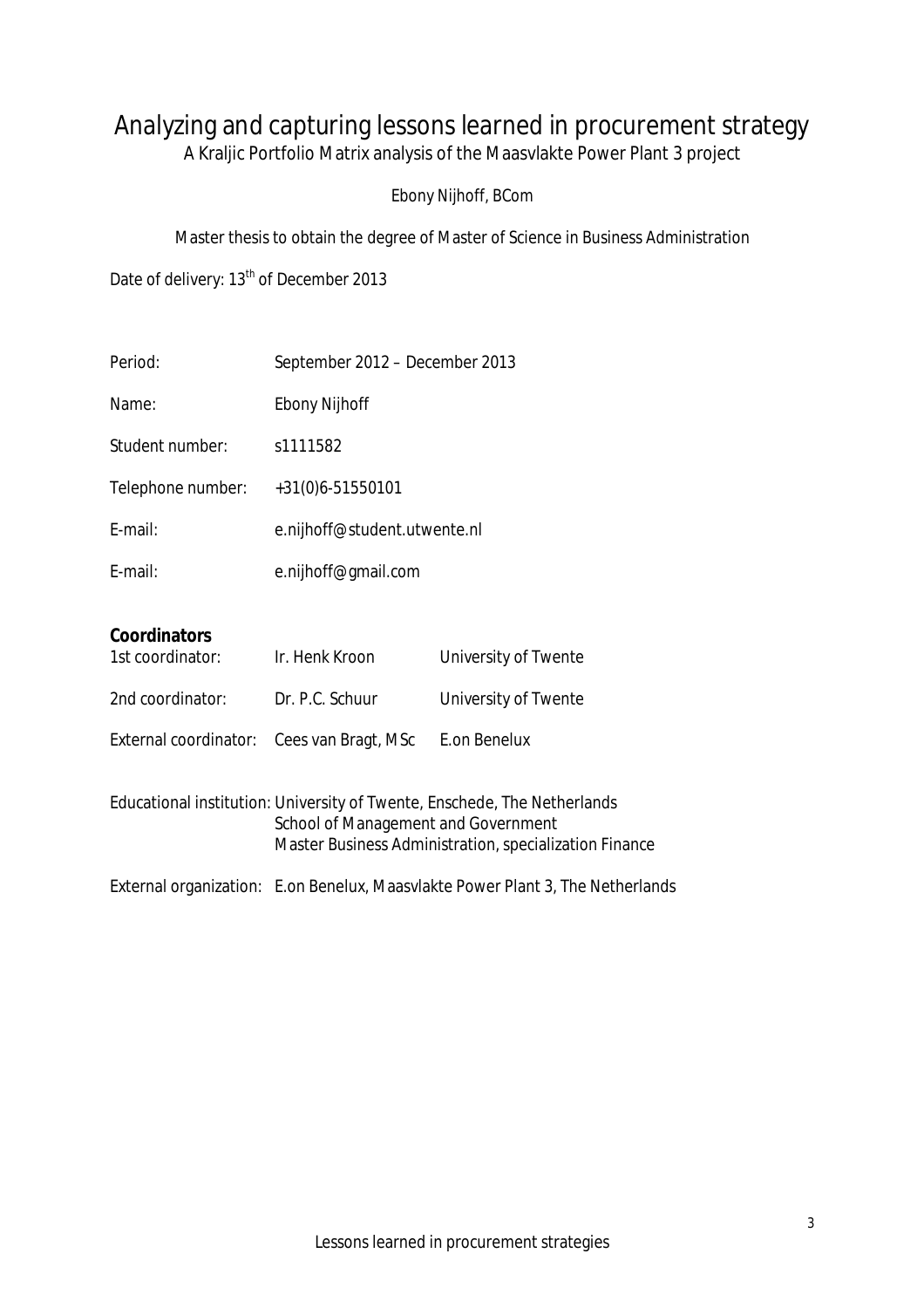# Analyzing and capturing lessons learned in procurement strategy

A Kraljic Portfolio Matrix analysis of the Maasvlakte Power Plant 3 project

Ebony Nijhoff, BCom

Master thesis to obtain the degree of Master of Science in Business Administration

Date of delivery: 13th of December 2013

| | |
|---|---|
| Period: | September 2012 – December 2013 |
| Name: | Ebony Nijhoff |
| Student number: | s1111582 |
| Telephone number: | +31(0)6-51550101 |
| E-mail: | e.nijhoff@student.utwente.nl |
| E-mail: | e.nijhoff@gmail.com |

**Coordinators**

| | | |
|---|---|---|
| 1st coordinator: | Ir. Henk Kroon | University of Twente |
| 2nd coordinator: | Dr. P.C. Schuur | University of Twente |
| External coordinator: | Cees van Bragt, MSc | E.on Benelux |

Educational institution: University of Twente, Enschede, The Netherlands
School of Management and Government
Master Business Administration, specialization Finance

External organization: E.on Benelux, Maasvlakte Power Plant 3, The Netherlands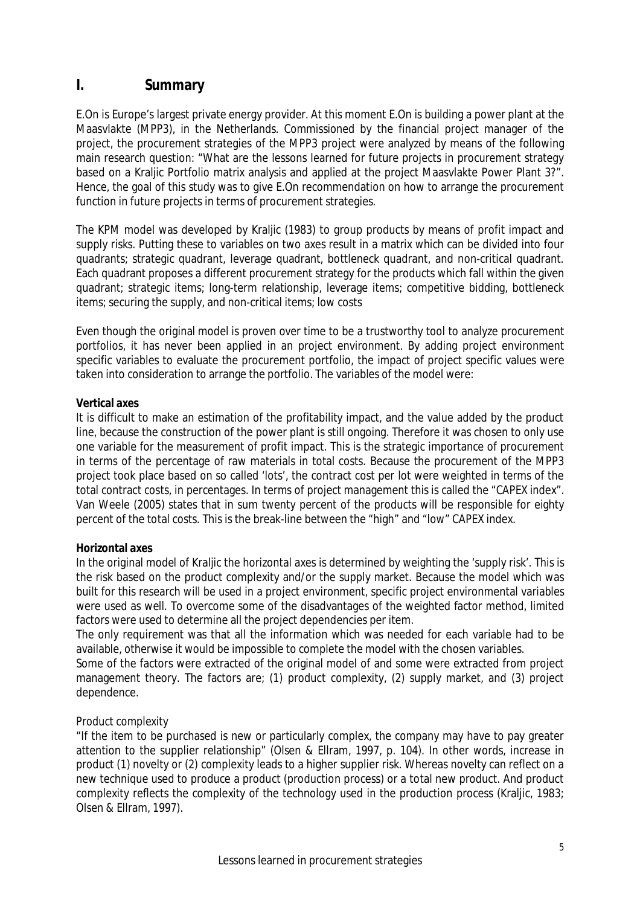# I. Summary

E.On is Europe's largest private energy provider. At this moment E.On is building a power plant at the Maasvlakte (MPP3), in the Netherlands. Commissioned by the financial project manager of the project, the procurement strategies of the MPP3 project were analyzed by means of the following main research question: "What are the lessons learned for future projects in procurement strategy based on a Kraljic Portfolio matrix analysis and applied at the project Maasvlakte Power Plant 3?". Hence, the goal of this study was to give E.On recommendation on how to arrange the procurement function in future projects in terms of procurement strategies.

The KPM model was developed by Kraljic (1983) to group products by means of profit impact and supply risks. Putting these to variables on two axes result in a matrix which can be divided into four quadrants; strategic quadrant, leverage quadrant, bottleneck quadrant, and non-critical quadrant. Each quadrant proposes a different procurement strategy for the products which fall within the given quadrant; strategic items; long-term relationship, leverage items; competitive bidding, bottleneck items; securing the supply, and non-critical items; low costs

Even though the original model is proven over time to be a trustworthy tool to analyze procurement portfolios, it has never been applied in an project environment. By adding project environment specific variables to evaluate the procurement portfolio, the impact of project specific values were taken into consideration to arrange the portfolio. The variables of the model were:

**Vertical axes**

It is difficult to make an estimation of the profitability impact, and the value added by the product line, because the construction of the power plant is still ongoing. Therefore it was chosen to only use one variable for the measurement of profit impact. This is the strategic importance of procurement in terms of the percentage of raw materials in total costs. Because the procurement of the MPP3 project took place based on so called 'lots', the contract cost per lot were weighted in terms of the total contract costs, in percentages. In terms of project management this is called the "CAPEX index". Van Weele (2005) states that in sum twenty percent of the products will be responsible for eighty percent of the total costs. This is the break-line between the "high" and "low" CAPEX index.

**Horizontal axes**

In the original model of Kraljic the horizontal axes is determined by weighting the 'supply risk'. This is the risk based on the product complexity and/or the supply market. Because the model which was built for this research will be used in a project environment, specific project environmental variables were used as well. To overcome some of the disadvantages of the weighted factor method, limited factors were used to determine all the project dependencies per item.

The only requirement was that all the information which was needed for each variable had to be available, otherwise it would be impossible to complete the model with the chosen variables.

Some of the factors were extracted of the original model of and some were extracted from project management theory. The factors are; (1) product complexity, (2) supply market, and (3) project dependence.

*Product complexity*

"If the item to be purchased is new or particularly complex, the company may have to pay greater attention to the supplier relationship" (Olsen & Ellram, 1997, p. 104). In other words, increase in product (1) novelty or (2) complexity leads to a higher supplier risk. Whereas novelty can reflect on a new technique used to produce a product (production process) or a total new product. And product complexity reflects the complexity of the technology used in the production process (Kraljic, 1983; Olsen & Ellram, 1997).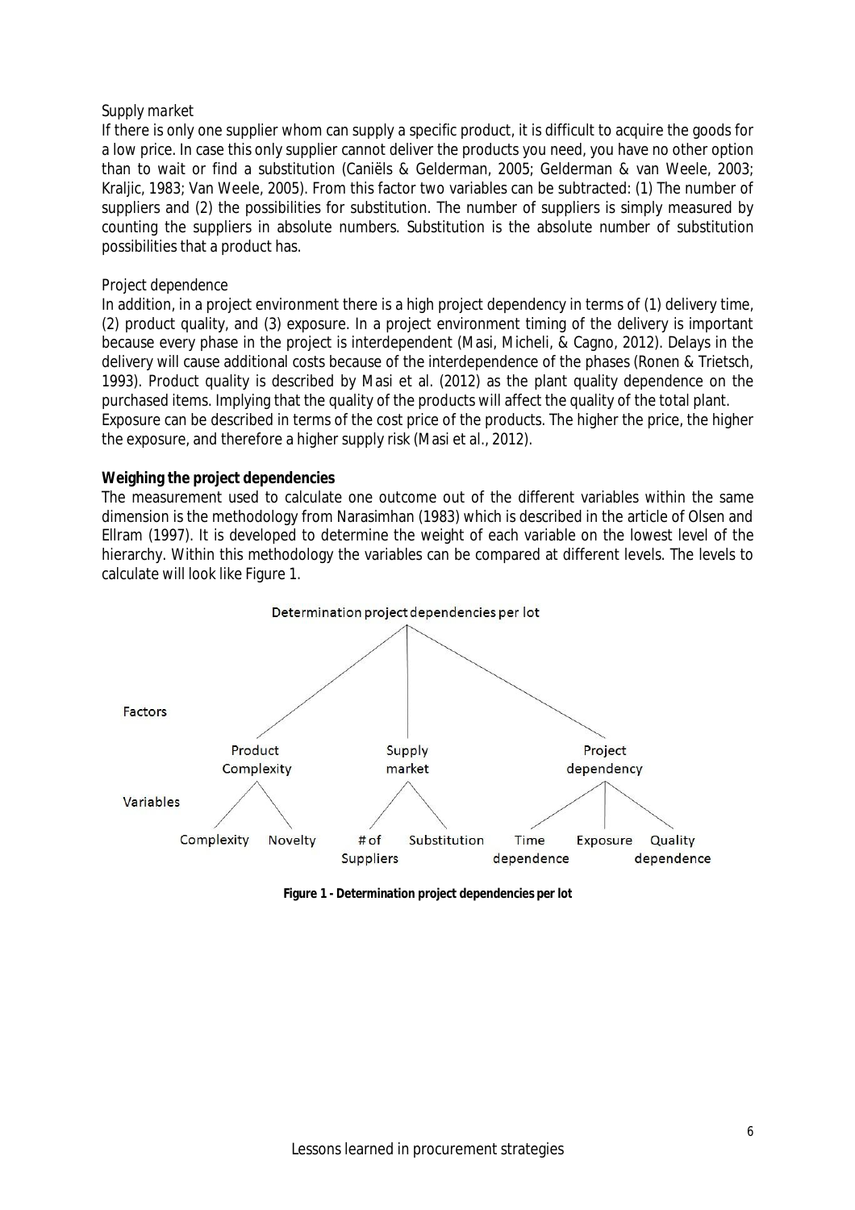*Supply market*

If there is only one supplier whom can supply a specific product, it is difficult to acquire the goods for a low price. In case this only supplier cannot deliver the products you need, you have no other option than to wait or find a substitution (Caniëls & Gelderman, 2005; Gelderman & van Weele, 2003; Kraljic, 1983; Van Weele, 2005). From this factor two variables can be subtracted: (1) The number of suppliers and (2) the possibilities for substitution. The number of suppliers is simply measured by counting the suppliers in absolute numbers. Substitution is the absolute number of substitution possibilities that a product has.

*Project dependence*

In addition, in a project environment there is a high project dependency in terms of (1) delivery time, (2) product quality, and (3) exposure. In a project environment timing of the delivery is important because every phase in the project is interdependent (Masi, Micheli, & Cagno, 2012). Delays in the delivery will cause additional costs because of the interdependence of the phases (Ronen & Trietsch, 1993). Product quality is described by Masi et al. (2012) as the plant quality dependence on the purchased items. Implying that the quality of the products will affect the quality of the total plant.
Exposure can be described in terms of the cost price of the products. The higher the price, the higher the exposure, and therefore a higher supply risk (Masi et al., 2012).

**Weighing the project dependencies**

The measurement used to calculate one outcome out of the different variables within the same dimension is the methodology from Narasimhan (1983) which is described in the article of Olsen and Ellram (1997). It is developed to determine the weight of each variable on the lowest level of the hierarchy. Within this methodology the variables can be compared at different levels. The levels to calculate will look like Figure 1.

Determination project dependencies per lot

- Factors: Product Complexity, Supply market, Project dependency
- Variables:
  - Product Complexity: Complexity, Novelty
  - Supply market: # of Suppliers, Substitution
  - Project dependency: Time dependence, Exposure, Quality dependence

**Figure 1 - Determination project dependencies per lot**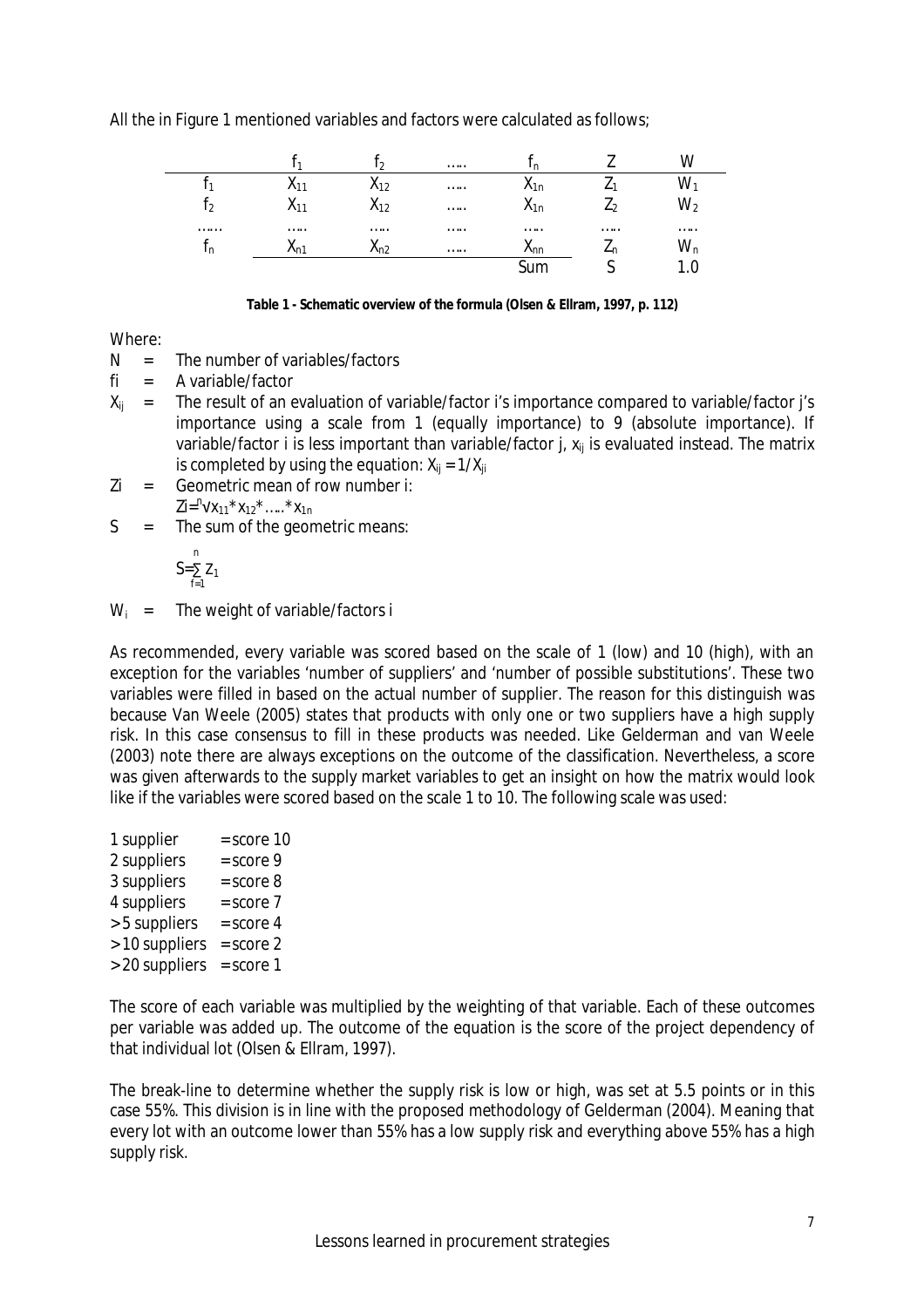All the in Figure 1 mentioned variables and factors were calculated as follows;

| | $f_1$ | $f_2$ | ….. | $f_n$ | Z | W |
|---|---|---|---|---|---|---|
| $f_1$ | $X_{11}$ | $X_{12}$ | ….. | $X_{1n}$ | $Z_1$ | $W_1$ |
| $f_2$ | $X_{11}$ | $X_{12}$ | ….. | $X_{1n}$ | $Z_2$ | $W_2$ |
| …… | ….. | ….. | ….. | ….. | ….. | ….. |
| $f_n$ | $X_{n1}$ | $X_{n2}$ | ….. | $X_{nn}$ | $Z_n$ | $W_n$ |
| | | | | Sum | S | 1.0 |

**Table 1 - Schematic overview of the formula (Olsen & Ellram, 1997, p. 112)**

Where:

- N = The number of variables/factors
- fi = A variable/factor
- $X_{ij}$ = The result of an evaluation of variable/factor i's importance compared to variable/factor j's importance using a scale from 1 (equally importance) to 9 (absolute importance). If variable/factor i is less important than variable/factor j, $x_{ij}$ is evaluated instead. The matrix is completed by using the equation: $X_{ij} = 1/X_{ji}$
- Zi = Geometric mean of row number i: $Zi = \sqrt[n]{x_{11} * x_{12} * ..... * x_{1n}}$
- S = The sum of the geometric means: $S = \sum_{f=1}^{n} Z_1$
- $W_i$ = The weight of variable/factors i

As recommended, every variable was scored based on the scale of 1 (low) and 10 (high), with an exception for the variables 'number of suppliers' and 'number of possible substitutions'. These two variables were filled in based on the actual number of supplier. The reason for this distinguish was because Van Weele (2005) states that products with only one or two suppliers have a high supply risk. In this case consensus to fill in these products was needed. Like Gelderman and van Weele (2003) note there are always exceptions on the outcome of the classification. Nevertheless, a score was given afterwards to the supply market variables to get an insight on how the matrix would look like if the variables were scored based on the scale 1 to 10. The following scale was used:

- 1 supplier = score 10
- 2 suppliers = score 9
- 3 suppliers = score 8
- 4 suppliers = score 7
- >5 suppliers = score 4
- >10 suppliers = score 2
- >20 suppliers = score 1

The score of each variable was multiplied by the weighting of that variable. Each of these outcomes per variable was added up. The outcome of the equation is the score of the project dependency of that individual lot (Olsen & Ellram, 1997).

The break-line to determine whether the supply risk is low or high, was set at 5.5 points or in this case 55%. This division is in line with the proposed methodology of Gelderman (2004). Meaning that every lot with an outcome lower than 55% has a low supply risk and everything above 55% has a high supply risk.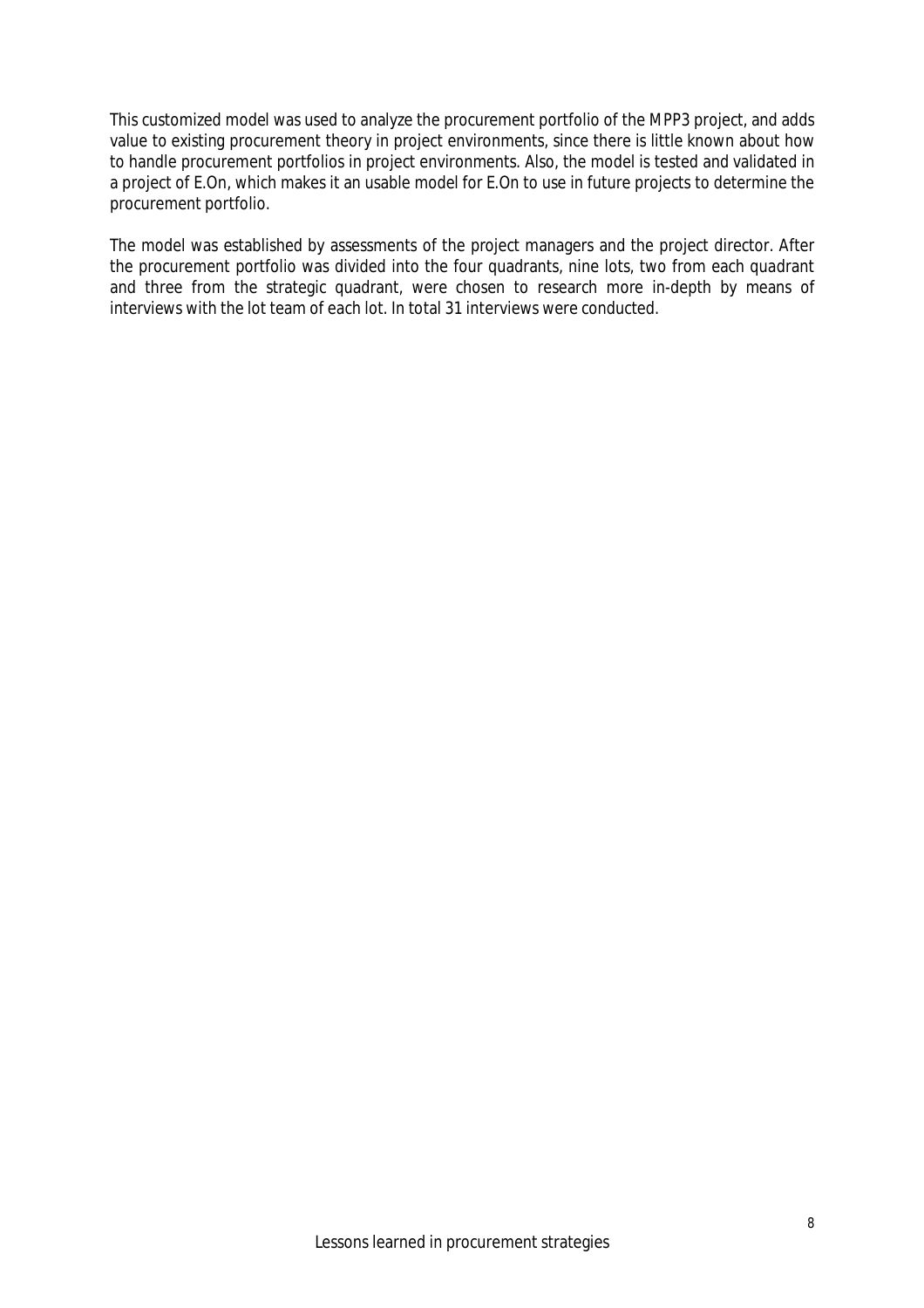This customized model was used to analyze the procurement portfolio of the MPP3 project, and adds value to existing procurement theory in project environments, since there is little known about how to handle procurement portfolios in project environments. Also, the model is tested and validated in a project of E.On, which makes it an usable model for E.On to use in future projects to determine the procurement portfolio.

The model was established by assessments of the project managers and the project director. After the procurement portfolio was divided into the four quadrants, nine lots, two from each quadrant and three from the strategic quadrant, were chosen to research more in-depth by means of interviews with the lot team of each lot. In total 31 interviews were conducted.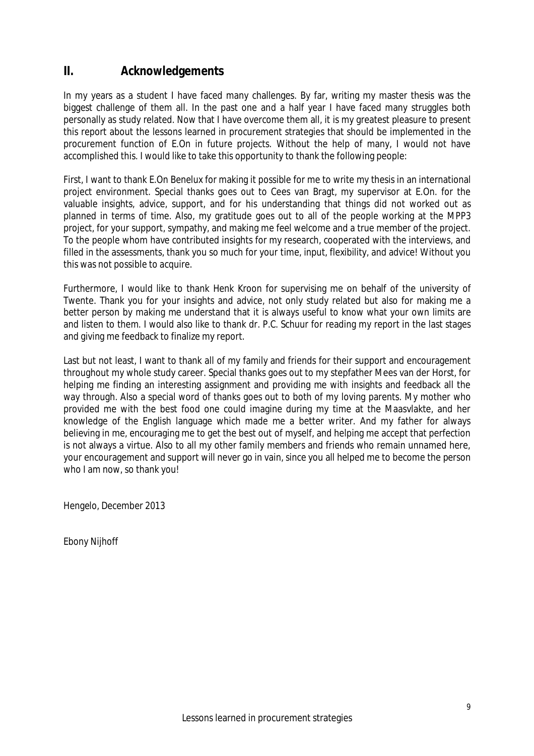## II. Acknowledgements

In my years as a student I have faced many challenges. By far, writing my master thesis was the biggest challenge of them all. In the past one and a half year I have faced many struggles both personally as study related. Now that I have overcome them all, it is my greatest pleasure to present this report about the lessons learned in procurement strategies that should be implemented in the procurement function of E.On in future projects. Without the help of many, I would not have accomplished this. I would like to take this opportunity to thank the following people:

First, I want to thank E.On Benelux for making it possible for me to write my thesis in an international project environment. Special thanks goes out to Cees van Bragt, my supervisor at E.On. for the valuable insights, advice, support, and for his understanding that things did not worked out as planned in terms of time. Also, my gratitude goes out to all of the people working at the MPP3 project, for your support, sympathy, and making me feel welcome and a true member of the project. To the people whom have contributed insights for my research, cooperated with the interviews, and filled in the assessments, thank you so much for your time, input, flexibility, and advice! Without you this was not possible to acquire.

Furthermore, I would like to thank Henk Kroon for supervising me on behalf of the university of Twente. Thank you for your insights and advice, not only study related but also for making me a better person by making me understand that it is always useful to know what your own limits are and listen to them. I would also like to thank dr. P.C. Schuur for reading my report in the last stages and giving me feedback to finalize my report.

Last but not least, I want to thank all of my family and friends for their support and encouragement throughout my whole study career. Special thanks goes out to my stepfather Mees van der Horst, for helping me finding an interesting assignment and providing me with insights and feedback all the way through. Also a special word of thanks goes out to both of my loving parents. My mother who provided me with the best food one could imagine during my time at the Maasvlakte, and her knowledge of the English language which made me a better writer. And my father for always believing in me, encouraging me to get the best out of myself, and helping me accept that perfection is not always a virtue. Also to all my other family members and friends who remain unnamed here, your encouragement and support will never go in vain, since you all helped me to become the person who I am now, so thank you!

Hengelo, December 2013

Ebony Nijhoff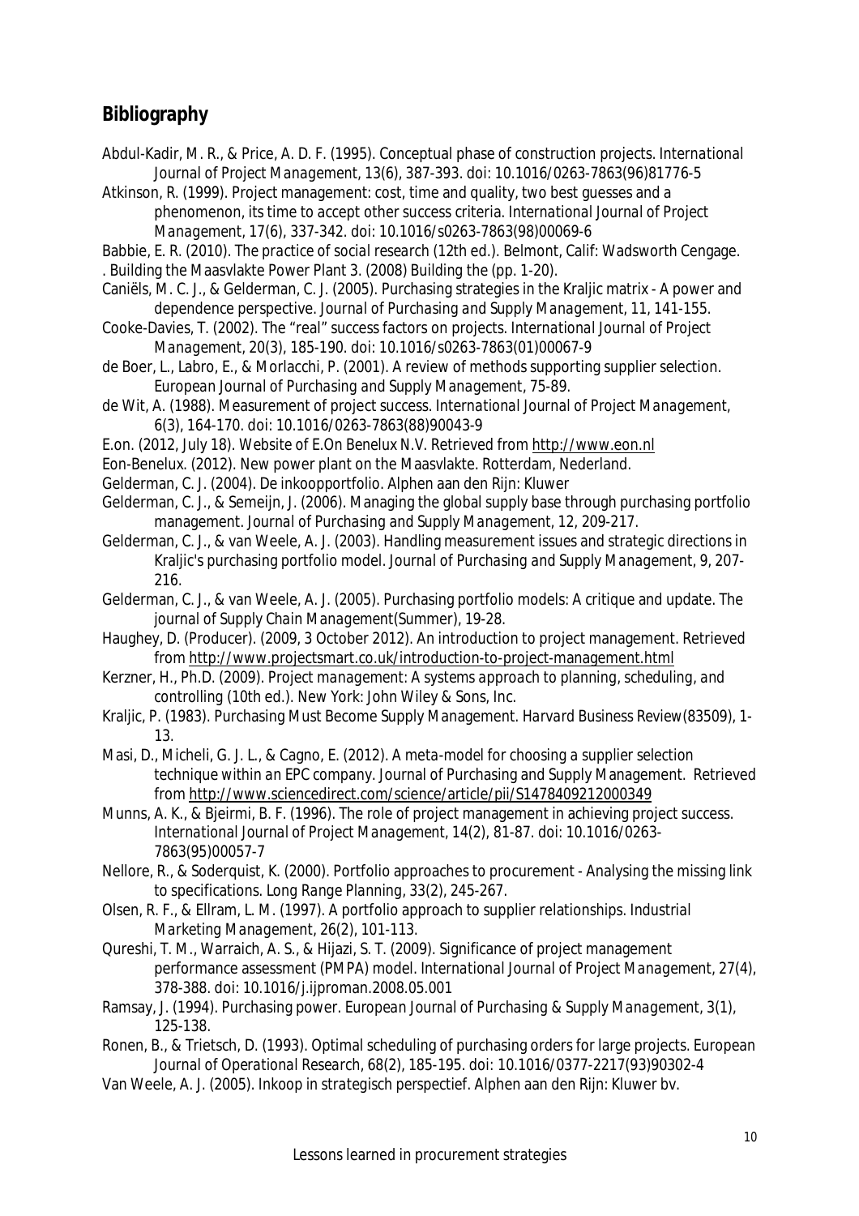## Bibliography

Abdul-Kadir, M. R., & Price, A. D. F. (1995). Conceptual phase of construction projects. *International Journal of Project Management, 13*(6), 387-393. doi: 10.1016/0263-7863(96)81776-5

Atkinson, R. (1999). Project management: cost, time and quality, two best guesses and a phenomenon, its time to accept other success criteria. *International Journal of Project Management, 17*(6), 337-342. doi: 10.1016/s0263-7863(98)00069-6

Babbie, E. R. (2010). *The practice of social research* (12th ed.). Belmont, Calif: Wadsworth Cengage.

. Building the Maasvlakte Power Plant 3. (2008) *Building the* (pp. 1-20).

Caniëls, M. C. J., & Gelderman, C. J. (2005). Purchasing strategies in the Kraljic matrix - A power and dependence perspective. *Journal of Purchasing and Supply Management, 11*, 141-155.

Cooke-Davies, T. (2002). The "real" success factors on projects. *International Journal of Project Management, 20*(3), 185-190. doi: 10.1016/s0263-7863(01)00067-9

de Boer, L., Labro, E., & Morlacchi, P. (2001). A review of methods supporting supplier selection. *European Journal of Purchasing and Supply Management*, 75-89.

de Wit, A. (1988). Measurement of project success. *International Journal of Project Management, 6*(3), 164-170. doi: 10.1016/0263-7863(88)90043-9

E.on. (2012, July 18). Website of E.On Benelux N.V. Retrieved from http://www.eon.nl

Eon-Benelux. (2012). New power plant on the Maasvlakte. Rotterdam, Nederland.

Gelderman, C. J. (2004). *De inkoopportfolio*. Alphen aan den Rijn: Kluwer

Gelderman, C. J., & Semeijn, J. (2006). Managing the global supply base through purchasing portfolio management. *Journal of Purchasing and Supply Management, 12*, 209-217.

Gelderman, C. J., & van Weele, A. J. (2003). Handling measurement issues and strategic directions in Kraljic's purchasing portfolio model. *Journal of Purchasing and Supply Management, 9*, 207-216.

Gelderman, C. J., & van Weele, A. J. (2005). Purchasing portfolio models: A critique and update. *The journal of Supply Chain Management*(Summer), 19-28.

Haughey, D. (Producer). (2009, 3 October 2012). An introduction to project management. Retrieved from http://www.projectsmart.co.uk/introduction-to-project-management.html

Kerzner, H., Ph.D. (2009). *Project management: A systems approach to planning, scheduling, and controlling* (10th ed.). New York: John Wiley & Sons, Inc.

Kraljic, P. (1983). Purchasing Must Become Supply Management. *Harvard Business Review*(83509), 1-13.

Masi, D., Micheli, G. J. L., & Cagno, E. (2012). A meta-model for choosing a supplier selection technique within an EPC company. *Journal of Purchasing and Supply Management*. Retrieved from http://www.sciencedirect.com/science/article/pii/S1478409212000349

Munns, A. K., & Bjeirmi, B. F. (1996). The role of project management in achieving project success. *International Journal of Project Management, 14*(2), 81-87. doi: 10.1016/0263-7863(95)00057-7

Nellore, R., & Soderquist, K. (2000). Portfolio approaches to procurement - Analysing the missing link to specifications. *Long Range Planning, 33*(2), 245-267.

Olsen, R. F., & Ellram, L. M. (1997). A portfolio approach to supplier relationships. *Industrial Marketing Management, 26*(2), 101-113.

Qureshi, T. M., Warraich, A. S., & Hijazi, S. T. (2009). Significance of project management performance assessment (PMPA) model. *International Journal of Project Management, 27*(4), 378-388. doi: 10.1016/j.ijproman.2008.05.001

Ramsay, J. (1994). Purchasing power. *European Journal of Purchasing & Supply Management, 3*(1), 125-138.

Ronen, B., & Trietsch, D. (1993). Optimal scheduling of purchasing orders for large projects. *European Journal of Operational Research, 68*(2), 185-195. doi: 10.1016/0377-2217(93)90302-4

Van Weele, A. J. (2005). *Inkoop in strategisch perspectief*. Alphen aan den Rijn: Kluwer bv.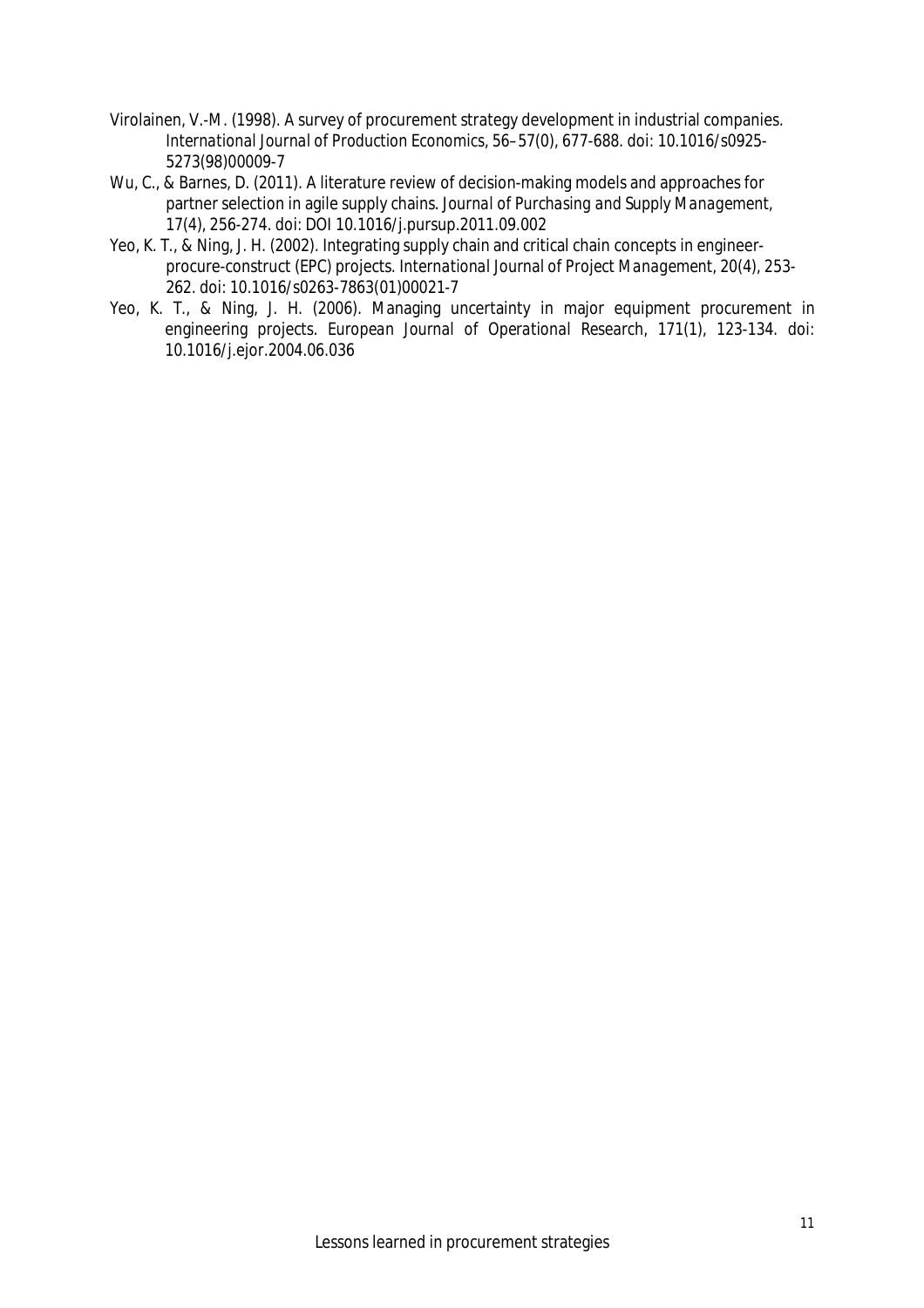Virolainen, V.-M. (1998). A survey of procurement strategy development in industrial companies. *International Journal of Production Economics, 56–57*(0), 677-688. doi: 10.1016/s0925-5273(98)00009-7

Wu, C., & Barnes, D. (2011). A literature review of decision-making models and approaches for partner selection in agile supply chains. *Journal of Purchasing and Supply Management, 17*(4), 256-274. doi: DOI 10.1016/j.pursup.2011.09.002

Yeo, K. T., & Ning, J. H. (2002). Integrating supply chain and critical chain concepts in engineer-procure-construct (EPC) projects. *International Journal of Project Management, 20*(4), 253-262. doi: 10.1016/s0263-7863(01)00021-7

Yeo, K. T., & Ning, J. H. (2006). Managing uncertainty in major equipment procurement in engineering projects. *European Journal of Operational Research, 171*(1), 123-134. doi: 10.1016/j.ejor.2004.06.036